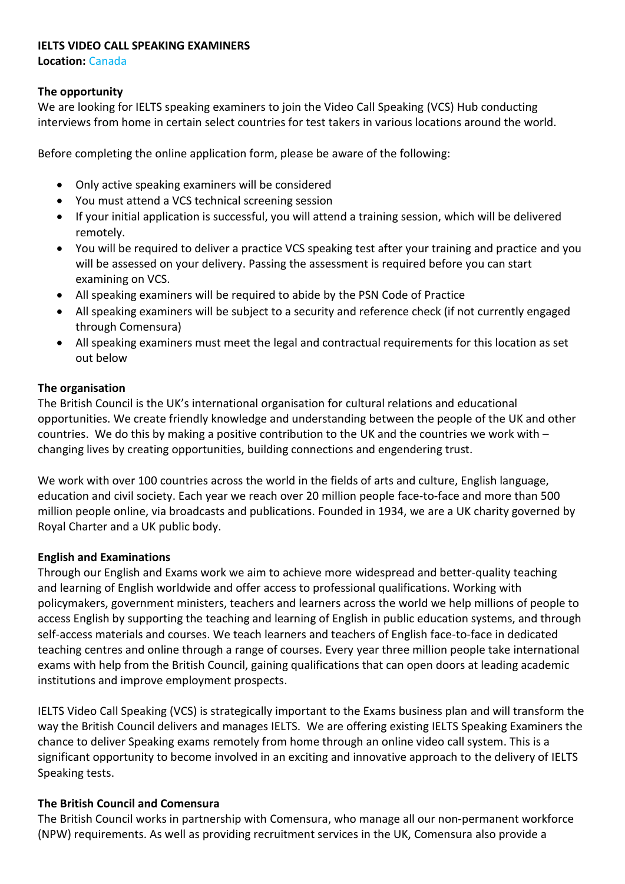**IELTS VIDEO CALL SPEAKING EXAMINERS**

**Location:** Canada

**The opportunity**

We are looking for IELTS speaking examiners to join the Video Call Speaking (VCS) Hub conducting interviews from home in certain select countries for test takers in various locations around the world.

Before completing the online application form, please be aware of the following:

- Only active speaking examiners will be considered
- You must attend a VCS technical screening session
- If your initial application is successful, you will attend a training session, which will be delivered remotely.
- You will be required to deliver a practice VCS speaking test after your training and practice and you will be assessed on your delivery. Passing the assessment is required before you can start examining on VCS.
- All speaking examiners will be required to abide by the PSN Code of Practice
- All speaking examiners will be subject to a security and reference check (if not currently engaged through Comensura)
- All speaking examiners must meet the legal and contractual requirements for this location as set out below

**The organisation**

The British Council is the UK's international organisation for cultural relations and educational opportunities. We create friendly knowledge and understanding between the people of the UK and other countries. We do this by making a positive contribution to the UK and the countries we work with – changing lives by creating opportunities, building connections and engendering trust.

We work with over 100 countries across the world in the fields of arts and culture, English language, education and civil society. Each year we reach over 20 million people face-to-face and more than 500 million people online, via broadcasts and publications. Founded in 1934, we are a UK charity governed by Royal Charter and a UK public body.

**English and Examinations**

Through our English and Exams work we aim to achieve more widespread and better-quality teaching and learning of English worldwide and offer access to professional qualifications. Working with policymakers, government ministers, teachers and learners across the world we help millions of people to access English by supporting the teaching and learning of English in public education systems, and through self-access materials and courses. We teach learners and teachers of English face-to-face in dedicated teaching centres and online through a range of courses. Every year three million people take international exams with help from the British Council, gaining qualifications that can open doors at leading academic institutions and improve employment prospects.

IELTS Video Call Speaking (VCS) is strategically important to the Exams business plan and will transform the way the British Council delivers and manages IELTS. We are offering existing IELTS Speaking Examiners the chance to deliver Speaking exams remotely from home through an online video call system. This is a significant opportunity to become involved in an exciting and innovative approach to the delivery of IELTS Speaking tests.

**The British Council and Comensura**

The British Council works in partnership with Comensura, who manage all our non-permanent workforce (NPW) requirements. As well as providing recruitment services in the UK, Comensura also provide a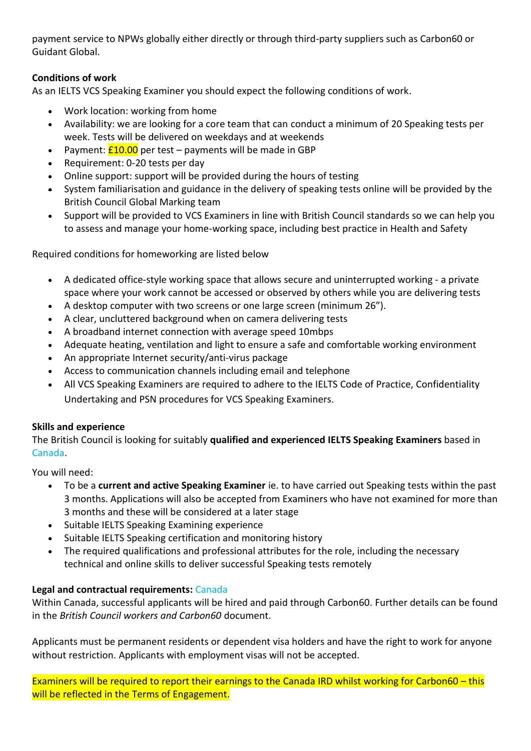payment service to NPWs globally either directly or through third-party suppliers such as Carbon60 or Guidant Global.

**Conditions of work**

As an IELTS VCS Speaking Examiner you should expect the following conditions of work.

- Work location: working from home
- Availability: we are looking for a core team that can conduct a minimum of 20 Speaking tests per week. Tests will be delivered on weekdays and at weekends
- Payment: £10.00 per test – payments will be made in GBP
- Requirement: 0-20 tests per day
- Online support: support will be provided during the hours of testing
- System familiarisation and guidance in the delivery of speaking tests online will be provided by the British Council Global Marking team
- Support will be provided to VCS Examiners in line with British Council standards so we can help you to assess and manage your home-working space, including best practice in Health and Safety

Required conditions for homeworking are listed below

- A dedicated office-style working space that allows secure and uninterrupted working - a private space where your work cannot be accessed or observed by others while you are delivering tests
- A desktop computer with two screens or one large screen (minimum 26").
- A clear, uncluttered background when on camera delivering tests
- A broadband internet connection with average speed 10mbps
- Adequate heating, ventilation and light to ensure a safe and comfortable working environment
- An appropriate Internet security/anti-virus package
- Access to communication channels including email and telephone
- All VCS Speaking Examiners are required to adhere to the IELTS Code of Practice, Confidentiality Undertaking and PSN procedures for VCS Speaking Examiners.

**Skills and experience**

The British Council is looking for suitably **qualified and experienced IELTS Speaking Examiners** based in Canada.

You will need:

- To be a **current and active Speaking Examiner** ie. to have carried out Speaking tests within the past 3 months. Applications will also be accepted from Examiners who have not examined for more than 3 months and these will be considered at a later stage
- Suitable IELTS Speaking Examining experience
- Suitable IELTS Speaking certification and monitoring history
- The required qualifications and professional attributes for the role, including the necessary technical and online skills to deliver successful Speaking tests remotely

**Legal and contractual requirements:** Canada

Within Canada, successful applicants will be hired and paid through Carbon60. Further details can be found in the *British Council workers and Carbon60* document.

Applicants must be permanent residents or dependent visa holders and have the right to work for anyone without restriction. Applicants with employment visas will not be accepted.

Examiners will be required to report their earnings to the Canada IRD whilst working for Carbon60 – this will be reflected in the Terms of Engagement.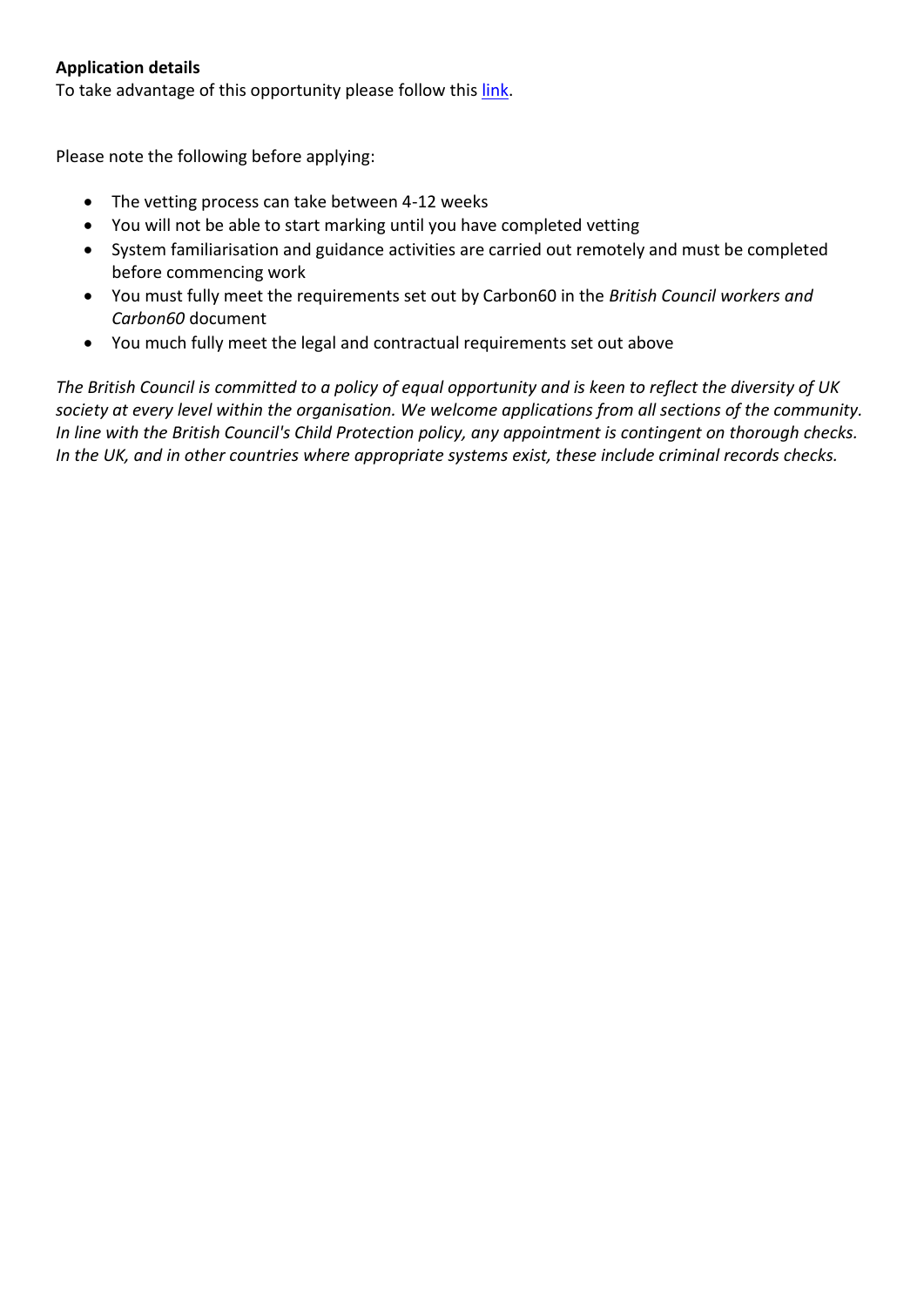**Application details**

To take advantage of this opportunity please follow this link.

Please note the following before applying:

- The vetting process can take between 4-12 weeks
- You will not be able to start marking until you have completed vetting
- System familiarisation and guidance activities are carried out remotely and must be completed before commencing work
- You must fully meet the requirements set out by Carbon60 in the *British Council workers and Carbon60* document
- You much fully meet the legal and contractual requirements set out above

*The British Council is committed to a policy of equal opportunity and is keen to reflect the diversity of UK society at every level within the organisation. We welcome applications from all sections of the community. In line with the British Council's Child Protection policy, any appointment is contingent on thorough checks. In the UK, and in other countries where appropriate systems exist, these include criminal records checks.*